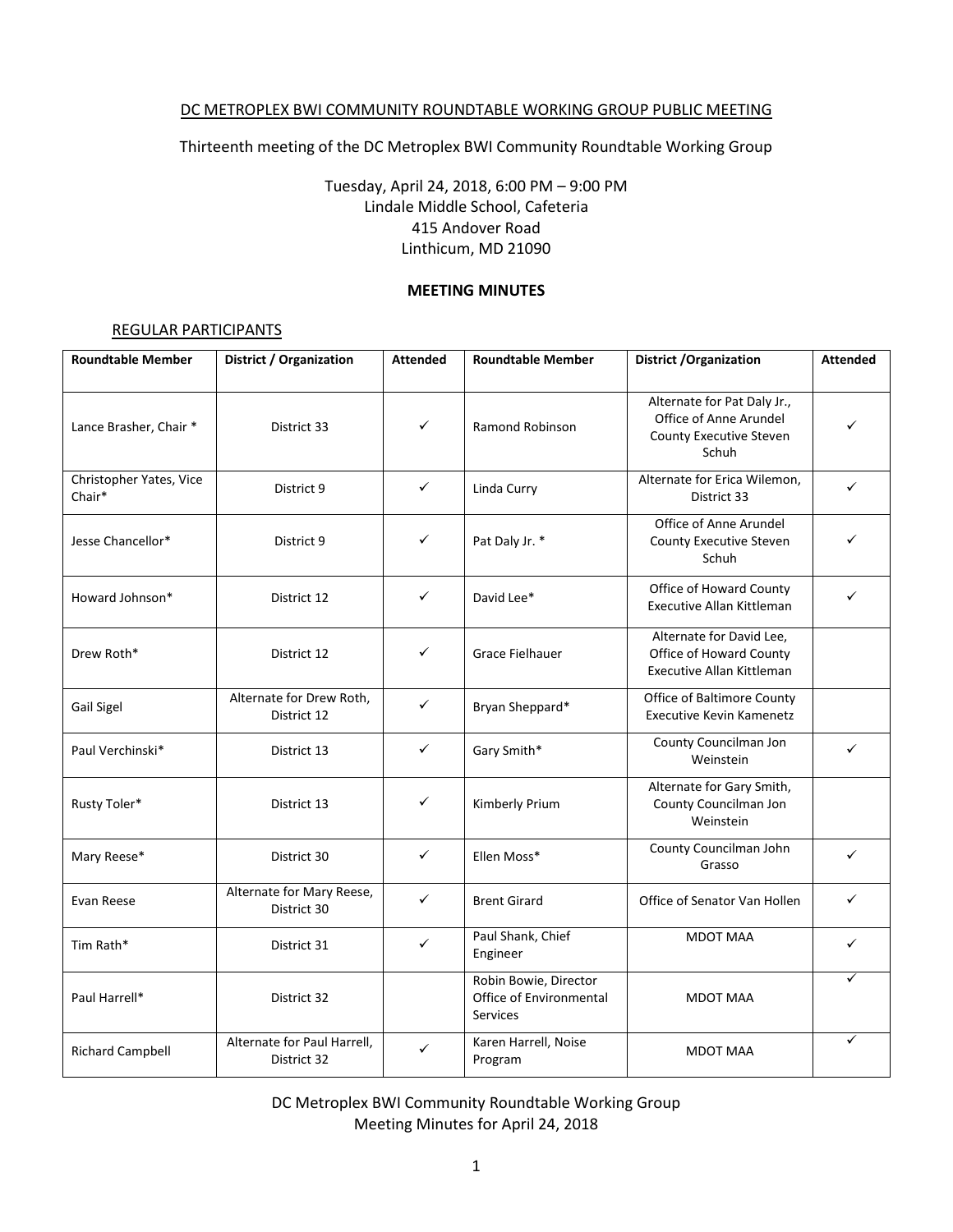DC METROPLEX BWI COMMUNITY ROUNDTABLE WORKING GROUP PUBLIC MEETING

Thirteenth meeting of the DC Metroplex BWI Community Roundtable Working Group

Tuesday, April 24, 2018, 6:00 PM – 9:00 PM
Lindale Middle School, Cafeteria
415 Andover Road
Linthicum, MD 21090

**MEETING MINUTES**

REGULAR PARTICIPANTS

| Roundtable Member | District / Organization | Attended | Roundtable Member | District /Organization | Attended |
|---|---|---|---|---|---|
| Lance Brasher, Chair * | District 33 | ✓ | Ramond Robinson | Alternate for Pat Daly Jr., Office of Anne Arundel County Executive Steven Schuh | ✓ |
| Christopher Yates, Vice Chair* | District 9 | ✓ | Linda Curry | Alternate for Erica Wilemon, District 33 | ✓ |
| Jesse Chancellor* | District 9 | ✓ | Pat Daly Jr. * | Office of Anne Arundel County Executive Steven Schuh | ✓ |
| Howard Johnson* | District 12 | ✓ | David Lee* | Office of Howard County Executive Allan Kittleman | ✓ |
| Drew Roth* | District 12 | ✓ | Grace Fielhauer | Alternate for David Lee, Office of Howard County Executive Allan Kittleman | |
| Gail Sigel | Alternate for Drew Roth, District 12 | ✓ | Bryan Sheppard* | Office of Baltimore County Executive Kevin Kamenetz | |
| Paul Verchinski* | District 13 | ✓ | Gary Smith* | County Councilman Jon Weinstein | ✓ |
| Rusty Toler* | District 13 | ✓ | Kimberly Prium | Alternate for Gary Smith, County Councilman Jon Weinstein | |
| Mary Reese* | District 30 | ✓ | Ellen Moss* | County Councilman John Grasso | ✓ |
| Evan Reese | Alternate for Mary Reese, District 30 | ✓ | Brent Girard | Office of Senator Van Hollen | ✓ |
| Tim Rath* | District 31 | ✓ | Paul Shank, Chief Engineer | MDOT MAA | ✓ |
| Paul Harrell* | District 32 | | Robin Bowie, Director Office of Environmental Services | MDOT MAA | ✓ |
| Richard Campbell | Alternate for Paul Harrell, District 32 | ✓ | Karen Harrell, Noise Program | MDOT MAA | ✓ |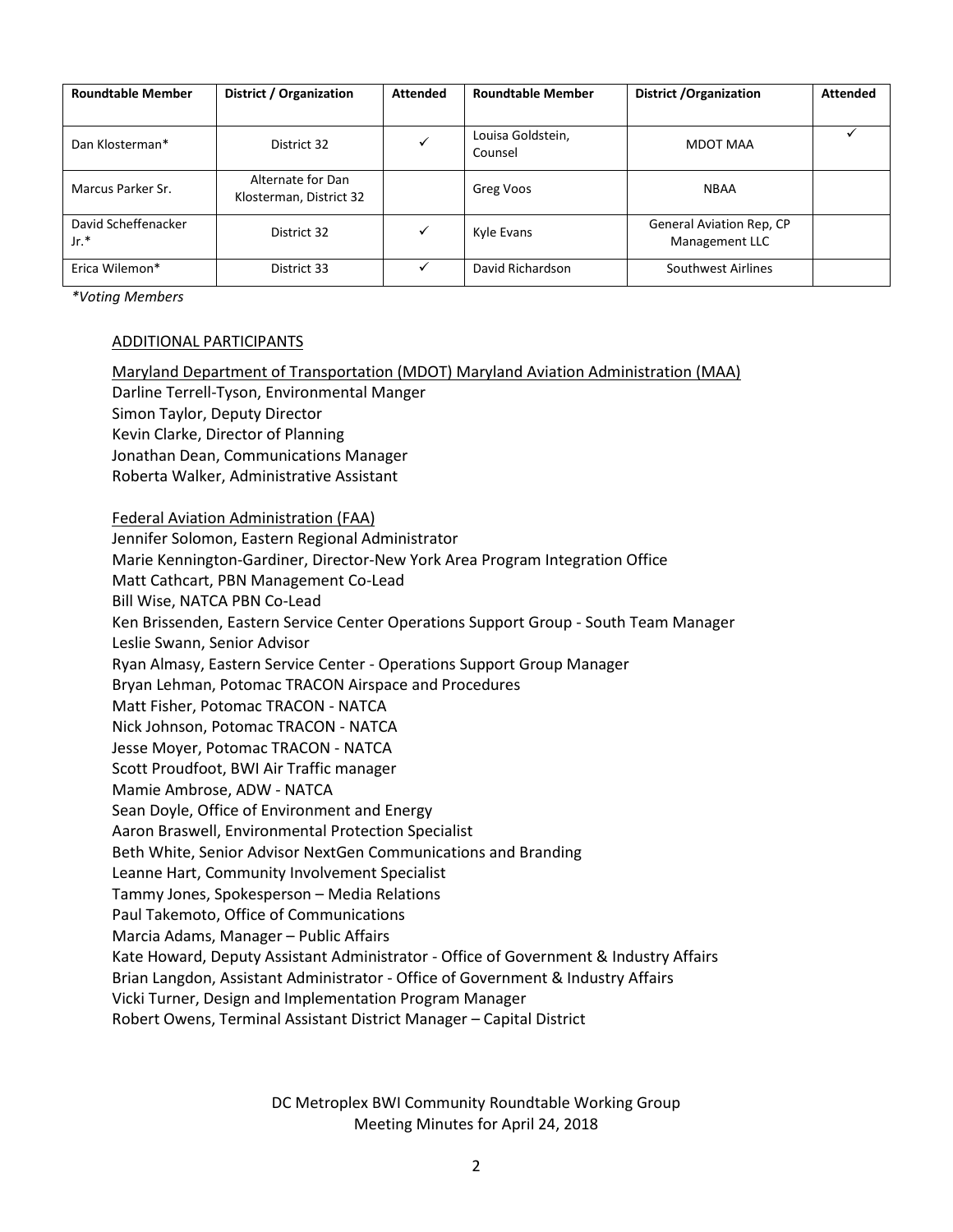| Roundtable Member | District / Organization | Attended | Roundtable Member | District /Organization | Attended |
|---|---|---|---|---|---|
| Dan Klosterman* | District 32 | ✓ | Louisa Goldstein, Counsel | MDOT MAA | ✓ |
| Marcus Parker Sr. | Alternate for Dan Klosterman, District 32 | | Greg Voos | NBAA | |
| David Scheffenacker Jr.* | District 32 | ✓ | Kyle Evans | General Aviation Rep, CP Management LLC | |
| Erica Wilemon* | District 33 | ✓ | David Richardson | Southwest Airlines | |

*\*Voting Members*

ADDITIONAL PARTICIPANTS

Maryland Department of Transportation (MDOT) Maryland Aviation Administration (MAA)
Darline Terrell-Tyson, Environmental Manger
Simon Taylor, Deputy Director
Kevin Clarke, Director of Planning
Jonathan Dean, Communications Manager
Roberta Walker, Administrative Assistant

Federal Aviation Administration (FAA)
Jennifer Solomon, Eastern Regional Administrator
Marie Kennington-Gardiner, Director-New York Area Program Integration Office
Matt Cathcart, PBN Management Co-Lead
Bill Wise, NATCA PBN Co-Lead
Ken Brissenden, Eastern Service Center Operations Support Group - South Team Manager
Leslie Swann, Senior Advisor
Ryan Almasy, Eastern Service Center - Operations Support Group Manager
Bryan Lehman, Potomac TRACON Airspace and Procedures
Matt Fisher, Potomac TRACON - NATCA
Nick Johnson, Potomac TRACON - NATCA
Jesse Moyer, Potomac TRACON - NATCA
Scott Proudfoot, BWI Air Traffic manager
Mamie Ambrose, ADW - NATCA
Sean Doyle, Office of Environment and Energy
Aaron Braswell, Environmental Protection Specialist
Beth White, Senior Advisor NextGen Communications and Branding
Leanne Hart, Community Involvement Specialist
Tammy Jones, Spokesperson – Media Relations
Paul Takemoto, Office of Communications
Marcia Adams, Manager – Public Affairs
Kate Howard, Deputy Assistant Administrator - Office of Government & Industry Affairs
Brian Langdon, Assistant Administrator - Office of Government & Industry Affairs
Vicki Turner, Design and Implementation Program Manager
Robert Owens, Terminal Assistant District Manager – Capital District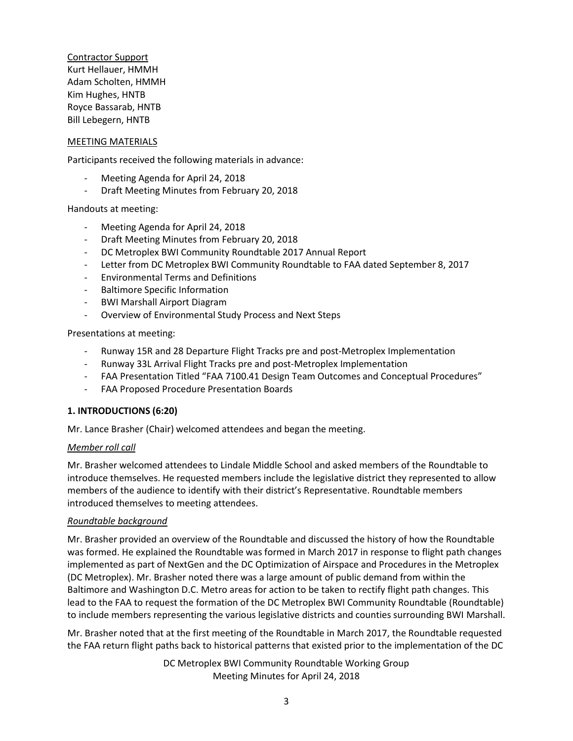Contractor Support
Kurt Hellauer, HMMH
Adam Scholten, HMMH
Kim Hughes, HNTB
Royce Bassarab, HNTB
Bill Lebegern, HNTB

MEETING MATERIALS

Participants received the following materials in advance:

- Meeting Agenda for April 24, 2018
- Draft Meeting Minutes from February 20, 2018

Handouts at meeting:

- Meeting Agenda for April 24, 2018
- Draft Meeting Minutes from February 20, 2018
- DC Metroplex BWI Community Roundtable 2017 Annual Report
- Letter from DC Metroplex BWI Community Roundtable to FAA dated September 8, 2017
- Environmental Terms and Definitions
- Baltimore Specific Information
- BWI Marshall Airport Diagram
- Overview of Environmental Study Process and Next Steps

Presentations at meeting:

- Runway 15R and 28 Departure Flight Tracks pre and post-Metroplex Implementation
- Runway 33L Arrival Flight Tracks pre and post-Metroplex Implementation
- FAA Presentation Titled "FAA 7100.41 Design Team Outcomes and Conceptual Procedures"
- FAA Proposed Procedure Presentation Boards

**1. INTRODUCTIONS (6:20)**

Mr. Lance Brasher (Chair) welcomed attendees and began the meeting.

*Member roll call*

Mr. Brasher welcomed attendees to Lindale Middle School and asked members of the Roundtable to introduce themselves. He requested members include the legislative district they represented to allow members of the audience to identify with their district's Representative. Roundtable members introduced themselves to meeting attendees.

*Roundtable background*

Mr. Brasher provided an overview of the Roundtable and discussed the history of how the Roundtable was formed. He explained the Roundtable was formed in March 2017 in response to flight path changes implemented as part of NextGen and the DC Optimization of Airspace and Procedures in the Metroplex (DC Metroplex). Mr. Brasher noted there was a large amount of public demand from within the Baltimore and Washington D.C. Metro areas for action to be taken to rectify flight path changes. This lead to the FAA to request the formation of the DC Metroplex BWI Community Roundtable (Roundtable) to include members representing the various legislative districts and counties surrounding BWI Marshall.

Mr. Brasher noted that at the first meeting of the Roundtable in March 2017, the Roundtable requested the FAA return flight paths back to historical patterns that existed prior to the implementation of the DC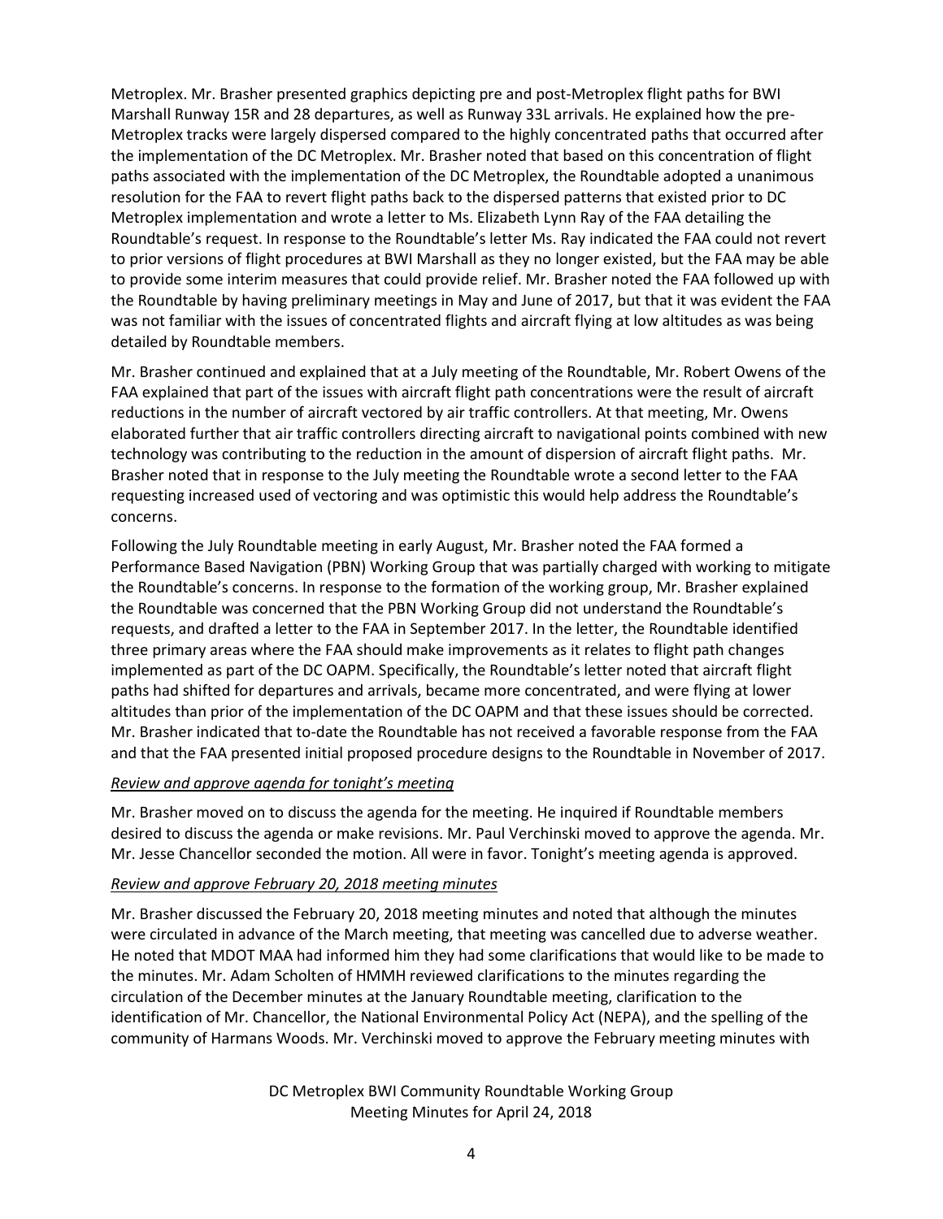Metroplex. Mr. Brasher presented graphics depicting pre and post-Metroplex flight paths for BWI Marshall Runway 15R and 28 departures, as well as Runway 33L arrivals. He explained how the pre-Metroplex tracks were largely dispersed compared to the highly concentrated paths that occurred after the implementation of the DC Metroplex. Mr. Brasher noted that based on this concentration of flight paths associated with the implementation of the DC Metroplex, the Roundtable adopted a unanimous resolution for the FAA to revert flight paths back to the dispersed patterns that existed prior to DC Metroplex implementation and wrote a letter to Ms. Elizabeth Lynn Ray of the FAA detailing the Roundtable's request. In response to the Roundtable's letter Ms. Ray indicated the FAA could not revert to prior versions of flight procedures at BWI Marshall as they no longer existed, but the FAA may be able to provide some interim measures that could provide relief. Mr. Brasher noted the FAA followed up with the Roundtable by having preliminary meetings in May and June of 2017, but that it was evident the FAA was not familiar with the issues of concentrated flights and aircraft flying at low altitudes as was being detailed by Roundtable members.

Mr. Brasher continued and explained that at a July meeting of the Roundtable, Mr. Robert Owens of the FAA explained that part of the issues with aircraft flight path concentrations were the result of aircraft reductions in the number of aircraft vectored by air traffic controllers. At that meeting, Mr. Owens elaborated further that air traffic controllers directing aircraft to navigational points combined with new technology was contributing to the reduction in the amount of dispersion of aircraft flight paths. Mr. Brasher noted that in response to the July meeting the Roundtable wrote a second letter to the FAA requesting increased used of vectoring and was optimistic this would help address the Roundtable's concerns.

Following the July Roundtable meeting in early August, Mr. Brasher noted the FAA formed a Performance Based Navigation (PBN) Working Group that was partially charged with working to mitigate the Roundtable's concerns. In response to the formation of the working group, Mr. Brasher explained the Roundtable was concerned that the PBN Working Group did not understand the Roundtable's requests, and drafted a letter to the FAA in September 2017. In the letter, the Roundtable identified three primary areas where the FAA should make improvements as it relates to flight path changes implemented as part of the DC OAPM. Specifically, the Roundtable's letter noted that aircraft flight paths had shifted for departures and arrivals, became more concentrated, and were flying at lower altitudes than prior of the implementation of the DC OAPM and that these issues should be corrected. Mr. Brasher indicated that to-date the Roundtable has not received a favorable response from the FAA and that the FAA presented initial proposed procedure designs to the Roundtable in November of 2017.

*Review and approve agenda for tonight's meeting*

Mr. Brasher moved on to discuss the agenda for the meeting. He inquired if Roundtable members desired to discuss the agenda or make revisions. Mr. Paul Verchinski moved to approve the agenda. Mr. Mr. Jesse Chancellor seconded the motion. All were in favor. Tonight's meeting agenda is approved.

*Review and approve February 20, 2018 meeting minutes*

Mr. Brasher discussed the February 20, 2018 meeting minutes and noted that although the minutes were circulated in advance of the March meeting, that meeting was cancelled due to adverse weather. He noted that MDOT MAA had informed him they had some clarifications that would like to be made to the minutes. Mr. Adam Scholten of HMMH reviewed clarifications to the minutes regarding the circulation of the December minutes at the January Roundtable meeting, clarification to the identification of Mr. Chancellor, the National Environmental Policy Act (NEPA), and the spelling of the community of Harmans Woods. Mr. Verchinski moved to approve the February meeting minutes with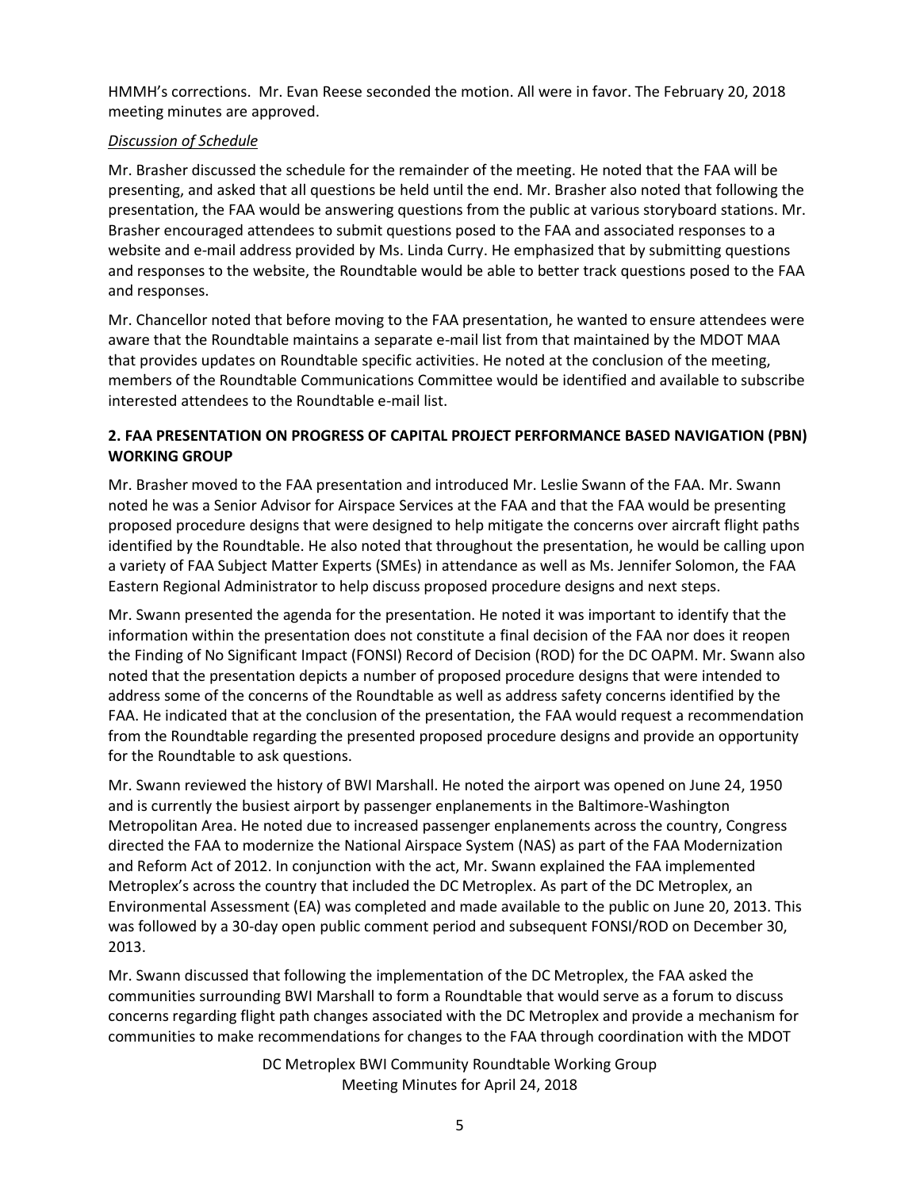HMMH's corrections. Mr. Evan Reese seconded the motion. All were in favor. The February 20, 2018 meeting minutes are approved.

*Discussion of Schedule*

Mr. Brasher discussed the schedule for the remainder of the meeting. He noted that the FAA will be presenting, and asked that all questions be held until the end. Mr. Brasher also noted that following the presentation, the FAA would be answering questions from the public at various storyboard stations. Mr. Brasher encouraged attendees to submit questions posed to the FAA and associated responses to a website and e-mail address provided by Ms. Linda Curry. He emphasized that by submitting questions and responses to the website, the Roundtable would be able to better track questions posed to the FAA and responses.

Mr. Chancellor noted that before moving to the FAA presentation, he wanted to ensure attendees were aware that the Roundtable maintains a separate e-mail list from that maintained by the MDOT MAA that provides updates on Roundtable specific activities. He noted at the conclusion of the meeting, members of the Roundtable Communications Committee would be identified and available to subscribe interested attendees to the Roundtable e-mail list.

**2. FAA PRESENTATION ON PROGRESS OF CAPITAL PROJECT PERFORMANCE BASED NAVIGATION (PBN) WORKING GROUP**

Mr. Brasher moved to the FAA presentation and introduced Mr. Leslie Swann of the FAA. Mr. Swann noted he was a Senior Advisor for Airspace Services at the FAA and that the FAA would be presenting proposed procedure designs that were designed to help mitigate the concerns over aircraft flight paths identified by the Roundtable. He also noted that throughout the presentation, he would be calling upon a variety of FAA Subject Matter Experts (SMEs) in attendance as well as Ms. Jennifer Solomon, the FAA Eastern Regional Administrator to help discuss proposed procedure designs and next steps.

Mr. Swann presented the agenda for the presentation. He noted it was important to identify that the information within the presentation does not constitute a final decision of the FAA nor does it reopen the Finding of No Significant Impact (FONSI) Record of Decision (ROD) for the DC OAPM. Mr. Swann also noted that the presentation depicts a number of proposed procedure designs that were intended to address some of the concerns of the Roundtable as well as address safety concerns identified by the FAA. He indicated that at the conclusion of the presentation, the FAA would request a recommendation from the Roundtable regarding the presented proposed procedure designs and provide an opportunity for the Roundtable to ask questions.

Mr. Swann reviewed the history of BWI Marshall. He noted the airport was opened on June 24, 1950 and is currently the busiest airport by passenger enplanements in the Baltimore-Washington Metropolitan Area. He noted due to increased passenger enplanements across the country, Congress directed the FAA to modernize the National Airspace System (NAS) as part of the FAA Modernization and Reform Act of 2012. In conjunction with the act, Mr. Swann explained the FAA implemented Metroplex's across the country that included the DC Metroplex. As part of the DC Metroplex, an Environmental Assessment (EA) was completed and made available to the public on June 20, 2013. This was followed by a 30-day open public comment period and subsequent FONSI/ROD on December 30, 2013.

Mr. Swann discussed that following the implementation of the DC Metroplex, the FAA asked the communities surrounding BWI Marshall to form a Roundtable that would serve as a forum to discuss concerns regarding flight path changes associated with the DC Metroplex and provide a mechanism for communities to make recommendations for changes to the FAA through coordination with the MDOT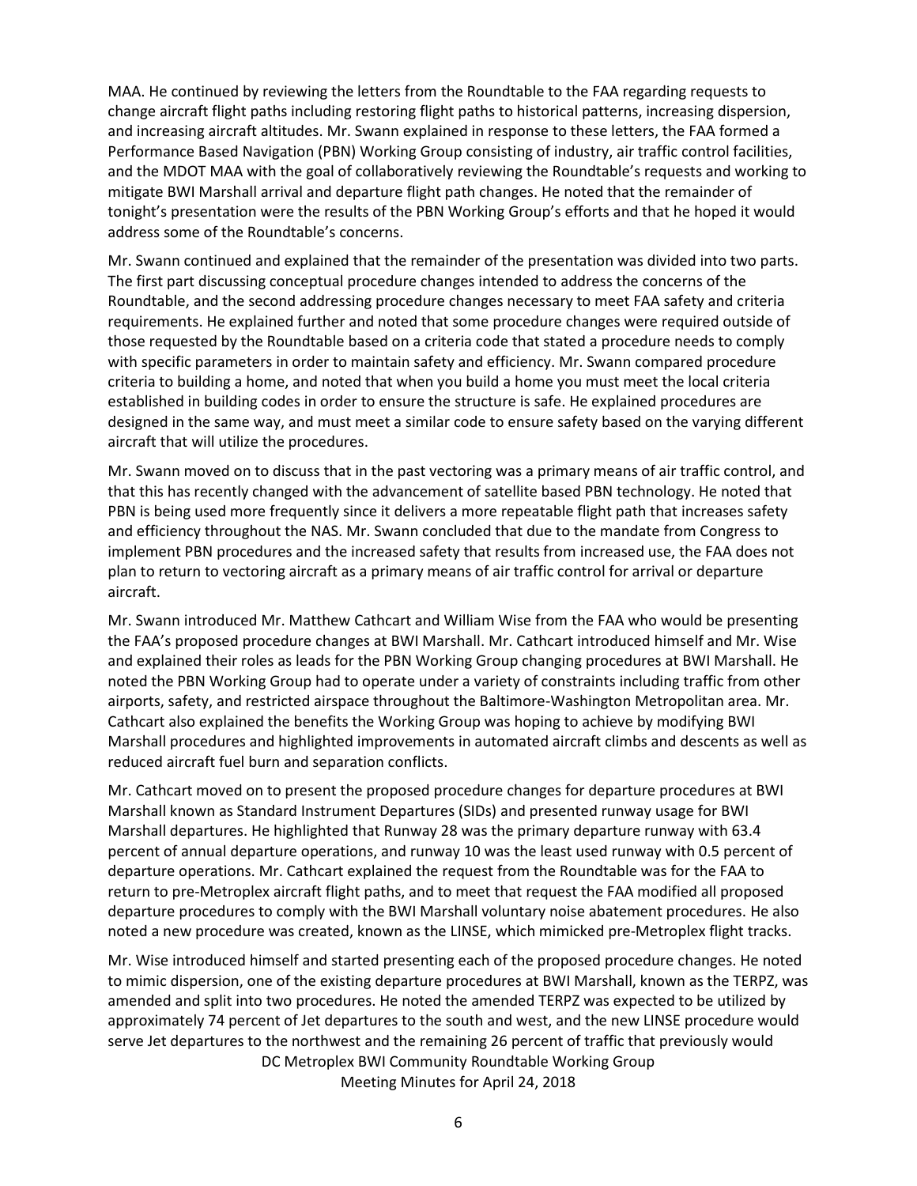MAA. He continued by reviewing the letters from the Roundtable to the FAA regarding requests to change aircraft flight paths including restoring flight paths to historical patterns, increasing dispersion, and increasing aircraft altitudes. Mr. Swann explained in response to these letters, the FAA formed a Performance Based Navigation (PBN) Working Group consisting of industry, air traffic control facilities, and the MDOT MAA with the goal of collaboratively reviewing the Roundtable's requests and working to mitigate BWI Marshall arrival and departure flight path changes. He noted that the remainder of tonight's presentation were the results of the PBN Working Group's efforts and that he hoped it would address some of the Roundtable's concerns.

Mr. Swann continued and explained that the remainder of the presentation was divided into two parts. The first part discussing conceptual procedure changes intended to address the concerns of the Roundtable, and the second addressing procedure changes necessary to meet FAA safety and criteria requirements. He explained further and noted that some procedure changes were required outside of those requested by the Roundtable based on a criteria code that stated a procedure needs to comply with specific parameters in order to maintain safety and efficiency. Mr. Swann compared procedure criteria to building a home, and noted that when you build a home you must meet the local criteria established in building codes in order to ensure the structure is safe. He explained procedures are designed in the same way, and must meet a similar code to ensure safety based on the varying different aircraft that will utilize the procedures.

Mr. Swann moved on to discuss that in the past vectoring was a primary means of air traffic control, and that this has recently changed with the advancement of satellite based PBN technology. He noted that PBN is being used more frequently since it delivers a more repeatable flight path that increases safety and efficiency throughout the NAS. Mr. Swann concluded that due to the mandate from Congress to implement PBN procedures and the increased safety that results from increased use, the FAA does not plan to return to vectoring aircraft as a primary means of air traffic control for arrival or departure aircraft.

Mr. Swann introduced Mr. Matthew Cathcart and William Wise from the FAA who would be presenting the FAA's proposed procedure changes at BWI Marshall. Mr. Cathcart introduced himself and Mr. Wise and explained their roles as leads for the PBN Working Group changing procedures at BWI Marshall. He noted the PBN Working Group had to operate under a variety of constraints including traffic from other airports, safety, and restricted airspace throughout the Baltimore-Washington Metropolitan area. Mr. Cathcart also explained the benefits the Working Group was hoping to achieve by modifying BWI Marshall procedures and highlighted improvements in automated aircraft climbs and descents as well as reduced aircraft fuel burn and separation conflicts.

Mr. Cathcart moved on to present the proposed procedure changes for departure procedures at BWI Marshall known as Standard Instrument Departures (SIDs) and presented runway usage for BWI Marshall departures. He highlighted that Runway 28 was the primary departure runway with 63.4 percent of annual departure operations, and runway 10 was the least used runway with 0.5 percent of departure operations. Mr. Cathcart explained the request from the Roundtable was for the FAA to return to pre-Metroplex aircraft flight paths, and to meet that request the FAA modified all proposed departure procedures to comply with the BWI Marshall voluntary noise abatement procedures. He also noted a new procedure was created, known as the LINSE, which mimicked pre-Metroplex flight tracks.

Mr. Wise introduced himself and started presenting each of the proposed procedure changes. He noted to mimic dispersion, one of the existing departure procedures at BWI Marshall, known as the TERPZ, was amended and split into two procedures. He noted the amended TERPZ was expected to be utilized by approximately 74 percent of Jet departures to the south and west, and the new LINSE procedure would serve Jet departures to the northwest and the remaining 26 percent of traffic that previously would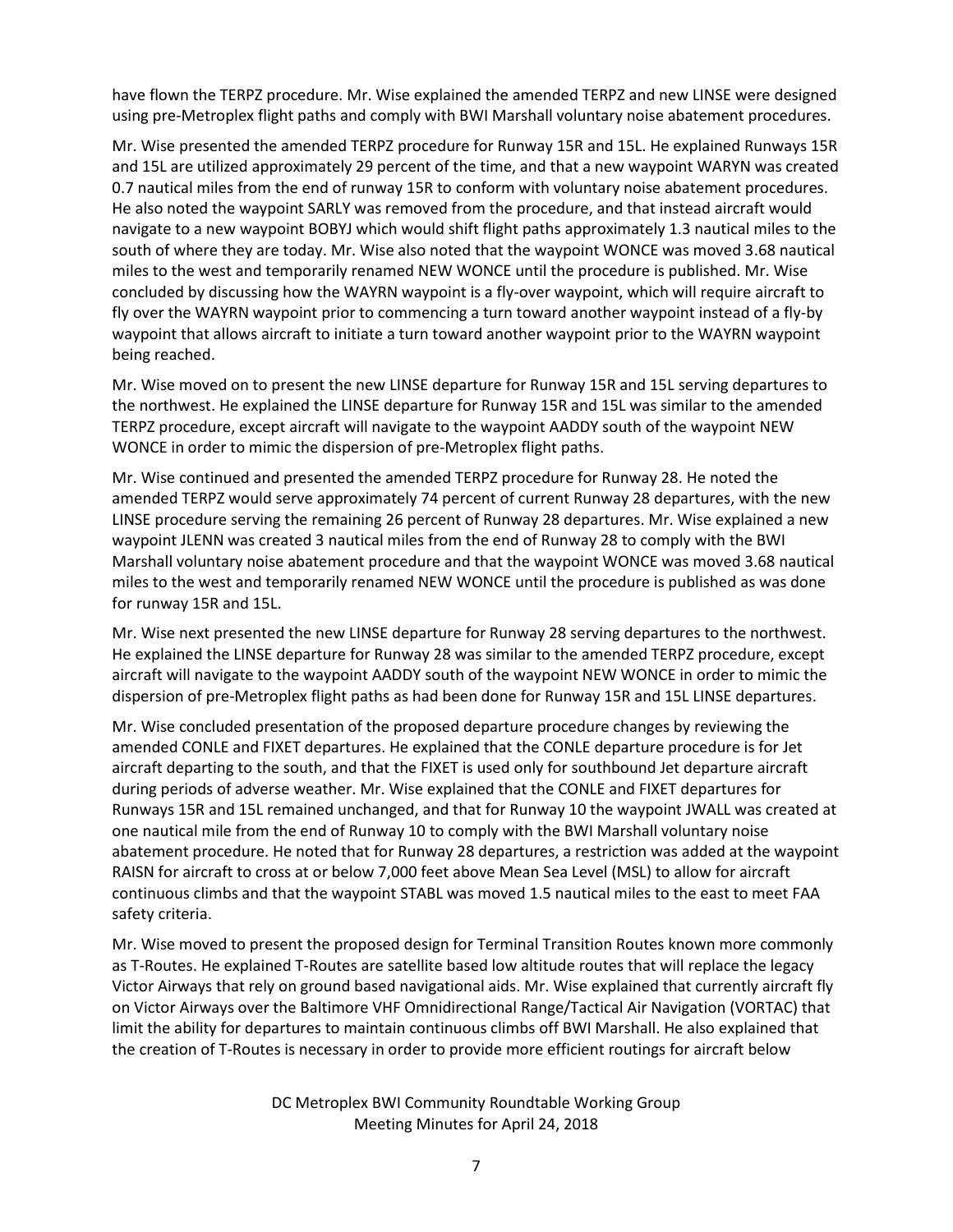have flown the TERPZ procedure. Mr. Wise explained the amended TERPZ and new LINSE were designed using pre-Metroplex flight paths and comply with BWI Marshall voluntary noise abatement procedures.

Mr. Wise presented the amended TERPZ procedure for Runway 15R and 15L. He explained Runways 15R and 15L are utilized approximately 29 percent of the time, and that a new waypoint WARYN was created 0.7 nautical miles from the end of runway 15R to conform with voluntary noise abatement procedures. He also noted the waypoint SARLY was removed from the procedure, and that instead aircraft would navigate to a new waypoint BOBYJ which would shift flight paths approximately 1.3 nautical miles to the south of where they are today. Mr. Wise also noted that the waypoint WONCE was moved 3.68 nautical miles to the west and temporarily renamed NEW WONCE until the procedure is published. Mr. Wise concluded by discussing how the WAYRN waypoint is a fly-over waypoint, which will require aircraft to fly over the WAYRN waypoint prior to commencing a turn toward another waypoint instead of a fly-by waypoint that allows aircraft to initiate a turn toward another waypoint prior to the WAYRN waypoint being reached.

Mr. Wise moved on to present the new LINSE departure for Runway 15R and 15L serving departures to the northwest. He explained the LINSE departure for Runway 15R and 15L was similar to the amended TERPZ procedure, except aircraft will navigate to the waypoint AADDY south of the waypoint NEW WONCE in order to mimic the dispersion of pre-Metroplex flight paths.

Mr. Wise continued and presented the amended TERPZ procedure for Runway 28. He noted the amended TERPZ would serve approximately 74 percent of current Runway 28 departures, with the new LINSE procedure serving the remaining 26 percent of Runway 28 departures. Mr. Wise explained a new waypoint JLENN was created 3 nautical miles from the end of Runway 28 to comply with the BWI Marshall voluntary noise abatement procedure and that the waypoint WONCE was moved 3.68 nautical miles to the west and temporarily renamed NEW WONCE until the procedure is published as was done for runway 15R and 15L.

Mr. Wise next presented the new LINSE departure for Runway 28 serving departures to the northwest. He explained the LINSE departure for Runway 28 was similar to the amended TERPZ procedure, except aircraft will navigate to the waypoint AADDY south of the waypoint NEW WONCE in order to mimic the dispersion of pre-Metroplex flight paths as had been done for Runway 15R and 15L LINSE departures.

Mr. Wise concluded presentation of the proposed departure procedure changes by reviewing the amended CONLE and FIXET departures. He explained that the CONLE departure procedure is for Jet aircraft departing to the south, and that the FIXET is used only for southbound Jet departure aircraft during periods of adverse weather. Mr. Wise explained that the CONLE and FIXET departures for Runways 15R and 15L remained unchanged, and that for Runway 10 the waypoint JWALL was created at one nautical mile from the end of Runway 10 to comply with the BWI Marshall voluntary noise abatement procedure. He noted that for Runway 28 departures, a restriction was added at the waypoint RAISN for aircraft to cross at or below 7,000 feet above Mean Sea Level (MSL) to allow for aircraft continuous climbs and that the waypoint STABL was moved 1.5 nautical miles to the east to meet FAA safety criteria.

Mr. Wise moved to present the proposed design for Terminal Transition Routes known more commonly as T-Routes. He explained T-Routes are satellite based low altitude routes that will replace the legacy Victor Airways that rely on ground based navigational aids. Mr. Wise explained that currently aircraft fly on Victor Airways over the Baltimore VHF Omnidirectional Range/Tactical Air Navigation (VORTAC) that limit the ability for departures to maintain continuous climbs off BWI Marshall. He also explained that the creation of T-Routes is necessary in order to provide more efficient routings for aircraft below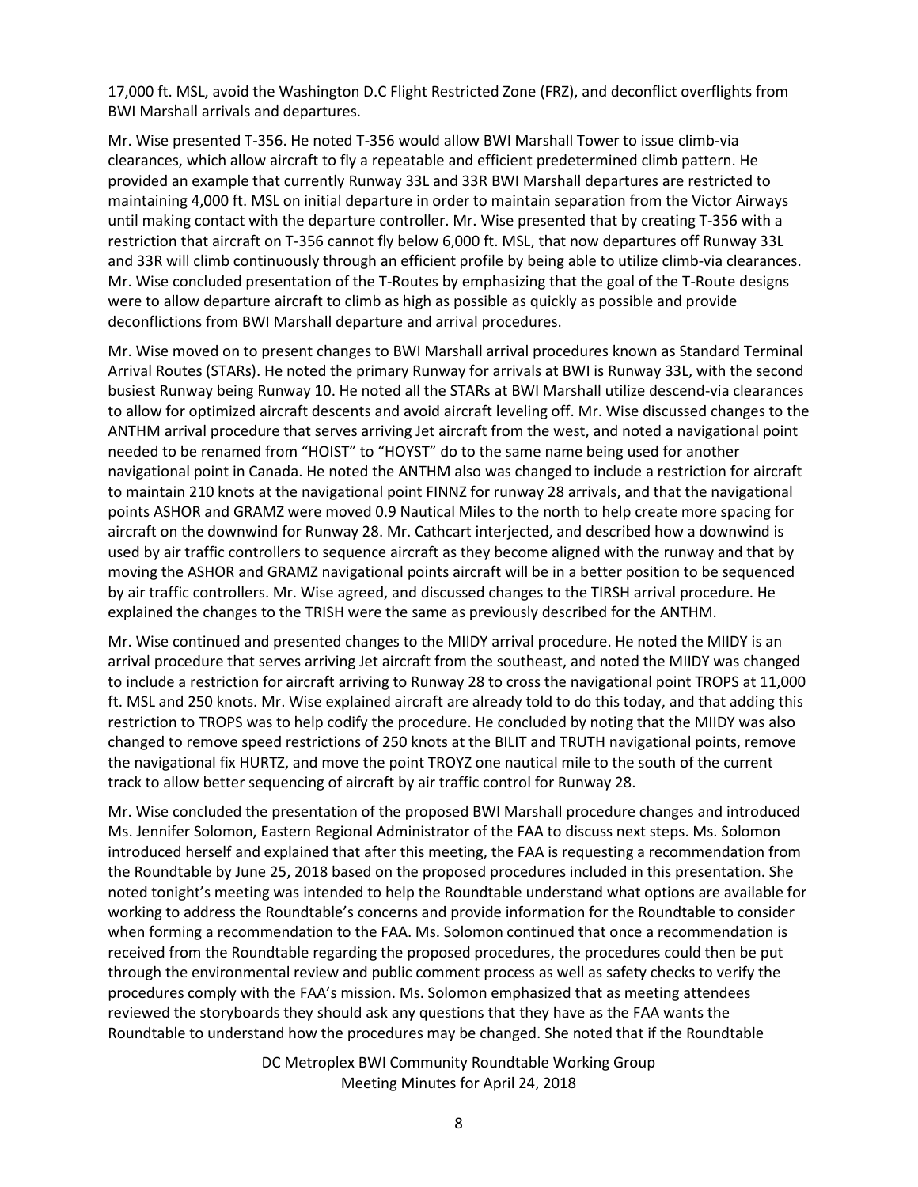17,000 ft. MSL, avoid the Washington D.C Flight Restricted Zone (FRZ), and deconflict overflights from BWI Marshall arrivals and departures.

Mr. Wise presented T-356. He noted T-356 would allow BWI Marshall Tower to issue climb-via clearances, which allow aircraft to fly a repeatable and efficient predetermined climb pattern. He provided an example that currently Runway 33L and 33R BWI Marshall departures are restricted to maintaining 4,000 ft. MSL on initial departure in order to maintain separation from the Victor Airways until making contact with the departure controller. Mr. Wise presented that by creating T-356 with a restriction that aircraft on T-356 cannot fly below 6,000 ft. MSL, that now departures off Runway 33L and 33R will climb continuously through an efficient profile by being able to utilize climb-via clearances. Mr. Wise concluded presentation of the T-Routes by emphasizing that the goal of the T-Route designs were to allow departure aircraft to climb as high as possible as quickly as possible and provide deconflictions from BWI Marshall departure and arrival procedures.

Mr. Wise moved on to present changes to BWI Marshall arrival procedures known as Standard Terminal Arrival Routes (STARs). He noted the primary Runway for arrivals at BWI is Runway 33L, with the second busiest Runway being Runway 10. He noted all the STARs at BWI Marshall utilize descend-via clearances to allow for optimized aircraft descents and avoid aircraft leveling off. Mr. Wise discussed changes to the ANTHM arrival procedure that serves arriving Jet aircraft from the west, and noted a navigational point needed to be renamed from "HOIST" to "HOYST" do to the same name being used for another navigational point in Canada. He noted the ANTHM also was changed to include a restriction for aircraft to maintain 210 knots at the navigational point FINNZ for runway 28 arrivals, and that the navigational points ASHOR and GRAMZ were moved 0.9 Nautical Miles to the north to help create more spacing for aircraft on the downwind for Runway 28. Mr. Cathcart interjected, and described how a downwind is used by air traffic controllers to sequence aircraft as they become aligned with the runway and that by moving the ASHOR and GRAMZ navigational points aircraft will be in a better position to be sequenced by air traffic controllers. Mr. Wise agreed, and discussed changes to the TIRSH arrival procedure. He explained the changes to the TRISH were the same as previously described for the ANTHM.

Mr. Wise continued and presented changes to the MIIDY arrival procedure. He noted the MIIDY is an arrival procedure that serves arriving Jet aircraft from the southeast, and noted the MIIDY was changed to include a restriction for aircraft arriving to Runway 28 to cross the navigational point TROPS at 11,000 ft. MSL and 250 knots. Mr. Wise explained aircraft are already told to do this today, and that adding this restriction to TROPS was to help codify the procedure. He concluded by noting that the MIIDY was also changed to remove speed restrictions of 250 knots at the BILIT and TRUTH navigational points, remove the navigational fix HURTZ, and move the point TROYZ one nautical mile to the south of the current track to allow better sequencing of aircraft by air traffic control for Runway 28.

Mr. Wise concluded the presentation of the proposed BWI Marshall procedure changes and introduced Ms. Jennifer Solomon, Eastern Regional Administrator of the FAA to discuss next steps. Ms. Solomon introduced herself and explained that after this meeting, the FAA is requesting a recommendation from the Roundtable by June 25, 2018 based on the proposed procedures included in this presentation. She noted tonight's meeting was intended to help the Roundtable understand what options are available for working to address the Roundtable's concerns and provide information for the Roundtable to consider when forming a recommendation to the FAA. Ms. Solomon continued that once a recommendation is received from the Roundtable regarding the proposed procedures, the procedures could then be put through the environmental review and public comment process as well as safety checks to verify the procedures comply with the FAA's mission. Ms. Solomon emphasized that as meeting attendees reviewed the storyboards they should ask any questions that they have as the FAA wants the Roundtable to understand how the procedures may be changed. She noted that if the Roundtable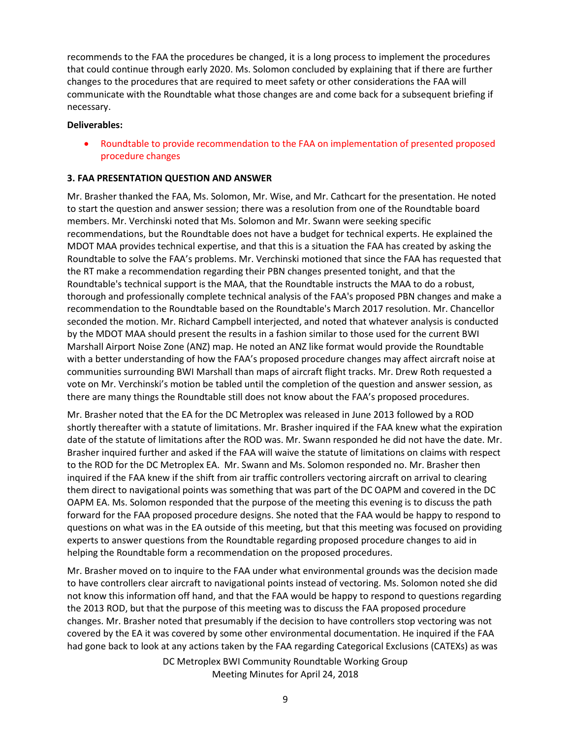recommends to the FAA the procedures be changed, it is a long process to implement the procedures that could continue through early 2020. Ms. Solomon concluded by explaining that if there are further changes to the procedures that are required to meet safety or other considerations the FAA will communicate with the Roundtable what those changes are and come back for a subsequent briefing if necessary.

**Deliverables:**

- Roundtable to provide recommendation to the FAA on implementation of presented proposed procedure changes

### 3. FAA PRESENTATION QUESTION AND ANSWER

Mr. Brasher thanked the FAA, Ms. Solomon, Mr. Wise, and Mr. Cathcart for the presentation. He noted to start the question and answer session; there was a resolution from one of the Roundtable board members. Mr. Verchinski noted that Ms. Solomon and Mr. Swann were seeking specific recommendations, but the Roundtable does not have a budget for technical experts. He explained the MDOT MAA provides technical expertise, and that this is a situation the FAA has created by asking the Roundtable to solve the FAA's problems. Mr. Verchinski motioned that since the FAA has requested that the RT make a recommendation regarding their PBN changes presented tonight, and that the Roundtable's technical support is the MAA, that the Roundtable instructs the MAA to do a robust, thorough and professionally complete technical analysis of the FAA's proposed PBN changes and make a recommendation to the Roundtable based on the Roundtable's March 2017 resolution. Mr. Chancellor seconded the motion. Mr. Richard Campbell interjected, and noted that whatever analysis is conducted by the MDOT MAA should present the results in a fashion similar to those used for the current BWI Marshall Airport Noise Zone (ANZ) map. He noted an ANZ like format would provide the Roundtable with a better understanding of how the FAA's proposed procedure changes may affect aircraft noise at communities surrounding BWI Marshall than maps of aircraft flight tracks. Mr. Drew Roth requested a vote on Mr. Verchinski's motion be tabled until the completion of the question and answer session, as there are many things the Roundtable still does not know about the FAA's proposed procedures.

Mr. Brasher noted that the EA for the DC Metroplex was released in June 2013 followed by a ROD shortly thereafter with a statute of limitations. Mr. Brasher inquired if the FAA knew what the expiration date of the statute of limitations after the ROD was. Mr. Swann responded he did not have the date. Mr. Brasher inquired further and asked if the FAA will waive the statute of limitations on claims with respect to the ROD for the DC Metroplex EA. Mr. Swann and Ms. Solomon responded no. Mr. Brasher then inquired if the FAA knew if the shift from air traffic controllers vectoring aircraft on arrival to clearing them direct to navigational points was something that was part of the DC OAPM and covered in the DC OAPM EA. Ms. Solomon responded that the purpose of the meeting this evening is to discuss the path forward for the FAA proposed procedure designs. She noted that the FAA would be happy to respond to questions on what was in the EA outside of this meeting, but that this meeting was focused on providing experts to answer questions from the Roundtable regarding proposed procedure changes to aid in helping the Roundtable form a recommendation on the proposed procedures.

Mr. Brasher moved on to inquire to the FAA under what environmental grounds was the decision made to have controllers clear aircraft to navigational points instead of vectoring. Ms. Solomon noted she did not know this information off hand, and that the FAA would be happy to respond to questions regarding the 2013 ROD, but that the purpose of this meeting was to discuss the FAA proposed procedure changes. Mr. Brasher noted that presumably if the decision to have controllers stop vectoring was not covered by the EA it was covered by some other environmental documentation. He inquired if the FAA had gone back to look at any actions taken by the FAA regarding Categorical Exclusions (CATEXs) as was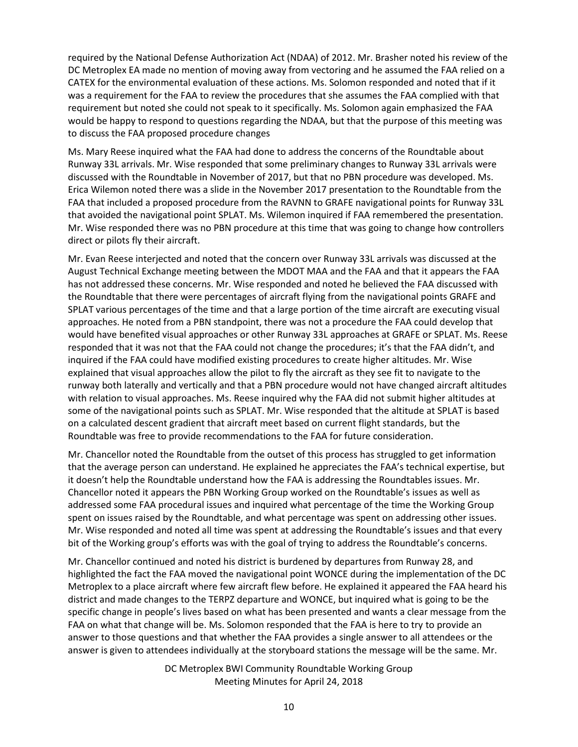required by the National Defense Authorization Act (NDAA) of 2012. Mr. Brasher noted his review of the DC Metroplex EA made no mention of moving away from vectoring and he assumed the FAA relied on a CATEX for the environmental evaluation of these actions. Ms. Solomon responded and noted that if it was a requirement for the FAA to review the procedures that she assumes the FAA complied with that requirement but noted she could not speak to it specifically. Ms. Solomon again emphasized the FAA would be happy to respond to questions regarding the NDAA, but that the purpose of this meeting was to discuss the FAA proposed procedure changes

Ms. Mary Reese inquired what the FAA had done to address the concerns of the Roundtable about Runway 33L arrivals. Mr. Wise responded that some preliminary changes to Runway 33L arrivals were discussed with the Roundtable in November of 2017, but that no PBN procedure was developed. Ms. Erica Wilemon noted there was a slide in the November 2017 presentation to the Roundtable from the FAA that included a proposed procedure from the RAVNN to GRAFE navigational points for Runway 33L that avoided the navigational point SPLAT. Ms. Wilemon inquired if FAA remembered the presentation. Mr. Wise responded there was no PBN procedure at this time that was going to change how controllers direct or pilots fly their aircraft.

Mr. Evan Reese interjected and noted that the concern over Runway 33L arrivals was discussed at the August Technical Exchange meeting between the MDOT MAA and the FAA and that it appears the FAA has not addressed these concerns. Mr. Wise responded and noted he believed the FAA discussed with the Roundtable that there were percentages of aircraft flying from the navigational points GRAFE and SPLAT various percentages of the time and that a large portion of the time aircraft are executing visual approaches. He noted from a PBN standpoint, there was not a procedure the FAA could develop that would have benefited visual approaches or other Runway 33L approaches at GRAFE or SPLAT. Ms. Reese responded that it was not that the FAA could not change the procedures; it's that the FAA didn't, and inquired if the FAA could have modified existing procedures to create higher altitudes. Mr. Wise explained that visual approaches allow the pilot to fly the aircraft as they see fit to navigate to the runway both laterally and vertically and that a PBN procedure would not have changed aircraft altitudes with relation to visual approaches. Ms. Reese inquired why the FAA did not submit higher altitudes at some of the navigational points such as SPLAT. Mr. Wise responded that the altitude at SPLAT is based on a calculated descent gradient that aircraft meet based on current flight standards, but the Roundtable was free to provide recommendations to the FAA for future consideration.

Mr. Chancellor noted the Roundtable from the outset of this process has struggled to get information that the average person can understand. He explained he appreciates the FAA's technical expertise, but it doesn't help the Roundtable understand how the FAA is addressing the Roundtables issues. Mr. Chancellor noted it appears the PBN Working Group worked on the Roundtable's issues as well as addressed some FAA procedural issues and inquired what percentage of the time the Working Group spent on issues raised by the Roundtable, and what percentage was spent on addressing other issues. Mr. Wise responded and noted all time was spent at addressing the Roundtable's issues and that every bit of the Working group's efforts was with the goal of trying to address the Roundtable's concerns.

Mr. Chancellor continued and noted his district is burdened by departures from Runway 28, and highlighted the fact the FAA moved the navigational point WONCE during the implementation of the DC Metroplex to a place aircraft where few aircraft flew before. He explained it appeared the FAA heard his district and made changes to the TERPZ departure and WONCE, but inquired what is going to be the specific change in people's lives based on what has been presented and wants a clear message from the FAA on what that change will be. Ms. Solomon responded that the FAA is here to try to provide an answer to those questions and that whether the FAA provides a single answer to all attendees or the answer is given to attendees individually at the storyboard stations the message will be the same. Mr.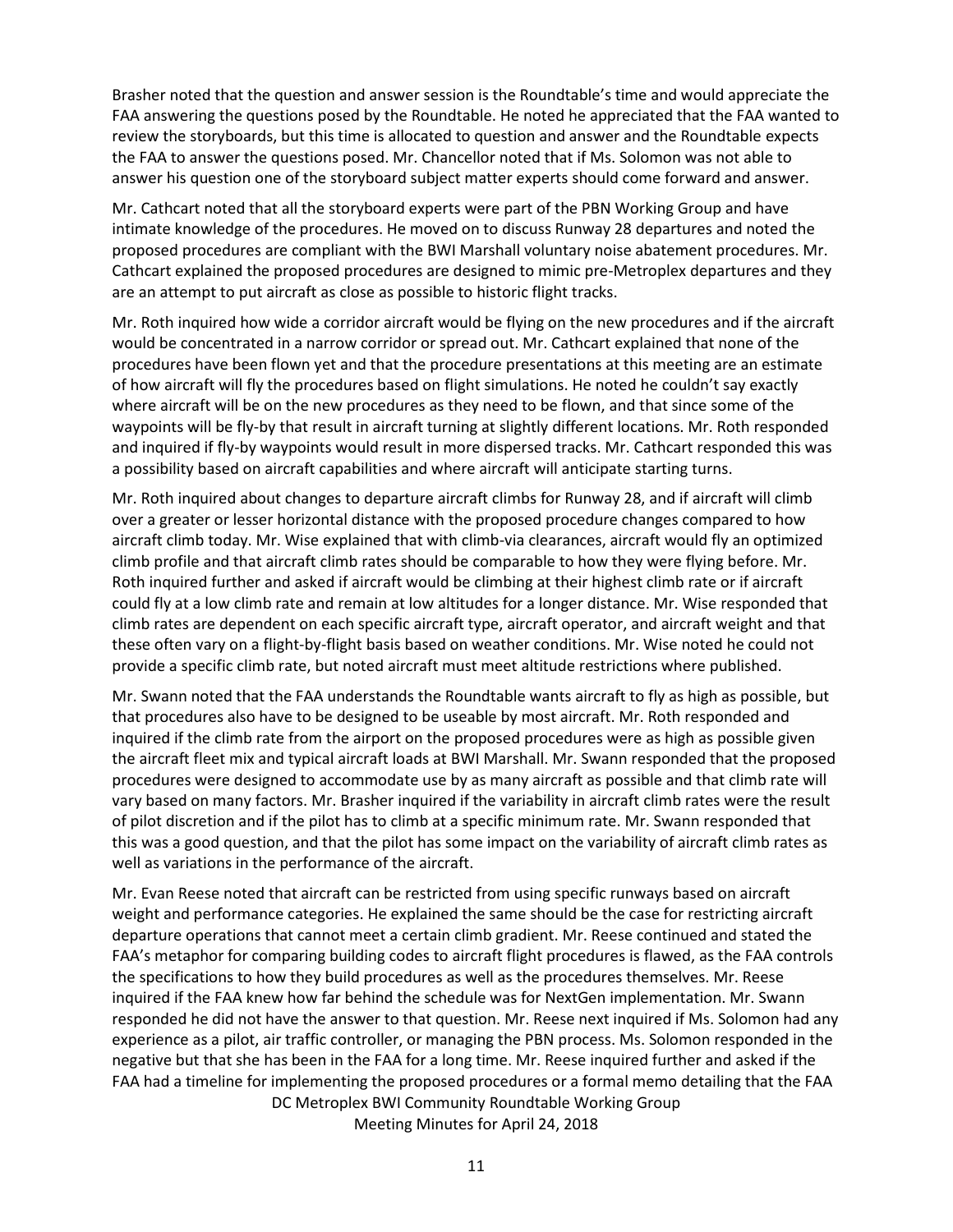Brasher noted that the question and answer session is the Roundtable's time and would appreciate the FAA answering the questions posed by the Roundtable. He noted he appreciated that the FAA wanted to review the storyboards, but this time is allocated to question and answer and the Roundtable expects the FAA to answer the questions posed. Mr. Chancellor noted that if Ms. Solomon was not able to answer his question one of the storyboard subject matter experts should come forward and answer.

Mr. Cathcart noted that all the storyboard experts were part of the PBN Working Group and have intimate knowledge of the procedures. He moved on to discuss Runway 28 departures and noted the proposed procedures are compliant with the BWI Marshall voluntary noise abatement procedures. Mr. Cathcart explained the proposed procedures are designed to mimic pre-Metroplex departures and they are an attempt to put aircraft as close as possible to historic flight tracks.

Mr. Roth inquired how wide a corridor aircraft would be flying on the new procedures and if the aircraft would be concentrated in a narrow corridor or spread out. Mr. Cathcart explained that none of the procedures have been flown yet and that the procedure presentations at this meeting are an estimate of how aircraft will fly the procedures based on flight simulations. He noted he couldn't say exactly where aircraft will be on the new procedures as they need to be flown, and that since some of the waypoints will be fly-by that result in aircraft turning at slightly different locations. Mr. Roth responded and inquired if fly-by waypoints would result in more dispersed tracks. Mr. Cathcart responded this was a possibility based on aircraft capabilities and where aircraft will anticipate starting turns.

Mr. Roth inquired about changes to departure aircraft climbs for Runway 28, and if aircraft will climb over a greater or lesser horizontal distance with the proposed procedure changes compared to how aircraft climb today. Mr. Wise explained that with climb-via clearances, aircraft would fly an optimized climb profile and that aircraft climb rates should be comparable to how they were flying before. Mr. Roth inquired further and asked if aircraft would be climbing at their highest climb rate or if aircraft could fly at a low climb rate and remain at low altitudes for a longer distance. Mr. Wise responded that climb rates are dependent on each specific aircraft type, aircraft operator, and aircraft weight and that these often vary on a flight-by-flight basis based on weather conditions. Mr. Wise noted he could not provide a specific climb rate, but noted aircraft must meet altitude restrictions where published.

Mr. Swann noted that the FAA understands the Roundtable wants aircraft to fly as high as possible, but that procedures also have to be designed to be useable by most aircraft. Mr. Roth responded and inquired if the climb rate from the airport on the proposed procedures were as high as possible given the aircraft fleet mix and typical aircraft loads at BWI Marshall. Mr. Swann responded that the proposed procedures were designed to accommodate use by as many aircraft as possible and that climb rate will vary based on many factors. Mr. Brasher inquired if the variability in aircraft climb rates were the result of pilot discretion and if the pilot has to climb at a specific minimum rate. Mr. Swann responded that this was a good question, and that the pilot has some impact on the variability of aircraft climb rates as well as variations in the performance of the aircraft.

Mr. Evan Reese noted that aircraft can be restricted from using specific runways based on aircraft weight and performance categories. He explained the same should be the case for restricting aircraft departure operations that cannot meet a certain climb gradient. Mr. Reese continued and stated the FAA's metaphor for comparing building codes to aircraft flight procedures is flawed, as the FAA controls the specifications to how they build procedures as well as the procedures themselves. Mr. Reese inquired if the FAA knew how far behind the schedule was for NextGen implementation. Mr. Swann responded he did not have the answer to that question. Mr. Reese next inquired if Ms. Solomon had any experience as a pilot, air traffic controller, or managing the PBN process. Ms. Solomon responded in the negative but that she has been in the FAA for a long time. Mr. Reese inquired further and asked if the FAA had a timeline for implementing the proposed procedures or a formal memo detailing that the FAA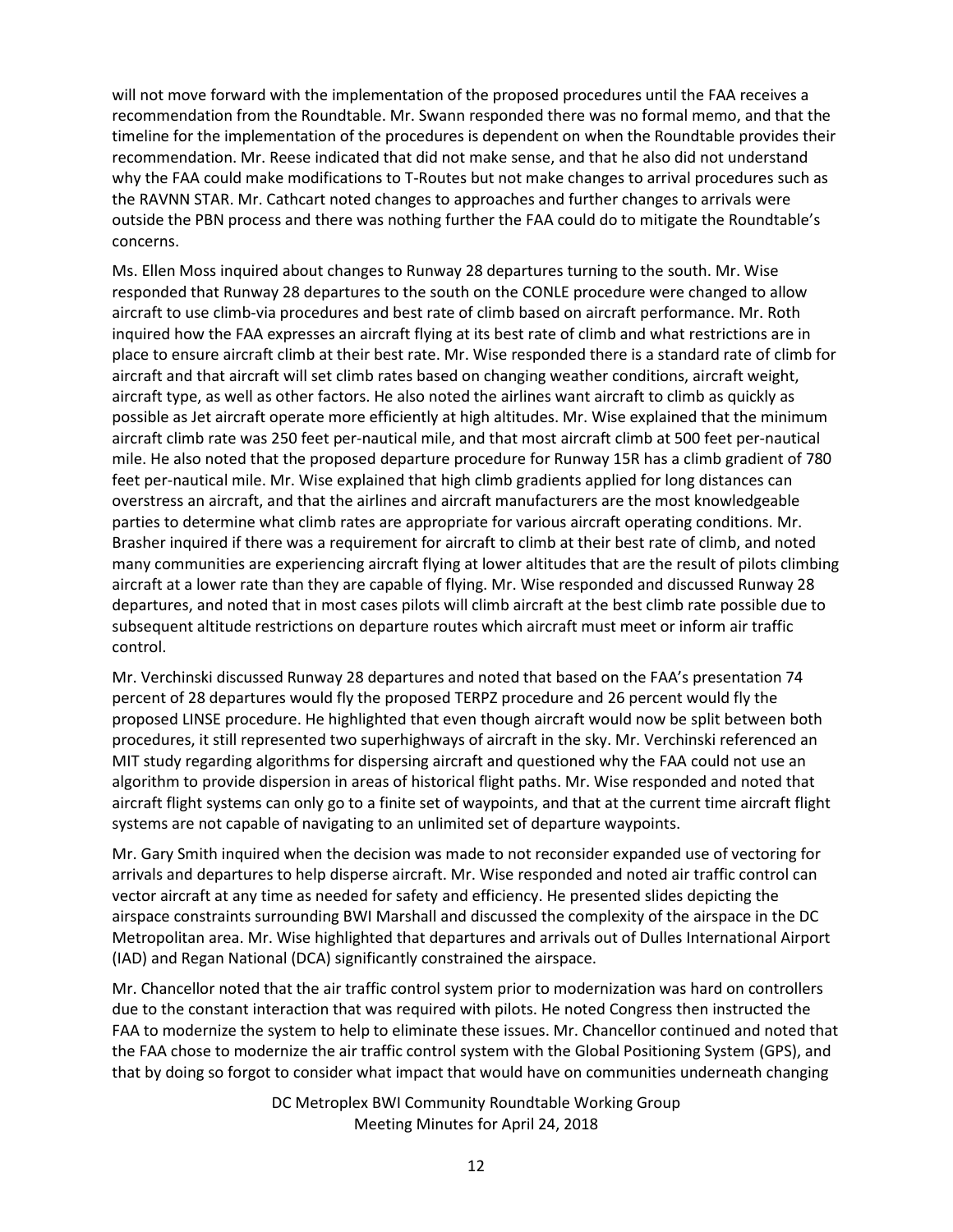will not move forward with the implementation of the proposed procedures until the FAA receives a recommendation from the Roundtable. Mr. Swann responded there was no formal memo, and that the timeline for the implementation of the procedures is dependent on when the Roundtable provides their recommendation. Mr. Reese indicated that did not make sense, and that he also did not understand why the FAA could make modifications to T-Routes but not make changes to arrival procedures such as the RAVNN STAR. Mr. Cathcart noted changes to approaches and further changes to arrivals were outside the PBN process and there was nothing further the FAA could do to mitigate the Roundtable's concerns.

Ms. Ellen Moss inquired about changes to Runway 28 departures turning to the south. Mr. Wise responded that Runway 28 departures to the south on the CONLE procedure were changed to allow aircraft to use climb-via procedures and best rate of climb based on aircraft performance. Mr. Roth inquired how the FAA expresses an aircraft flying at its best rate of climb and what restrictions are in place to ensure aircraft climb at their best rate. Mr. Wise responded there is a standard rate of climb for aircraft and that aircraft will set climb rates based on changing weather conditions, aircraft weight, aircraft type, as well as other factors. He also noted the airlines want aircraft to climb as quickly as possible as Jet aircraft operate more efficiently at high altitudes. Mr. Wise explained that the minimum aircraft climb rate was 250 feet per-nautical mile, and that most aircraft climb at 500 feet per-nautical mile. He also noted that the proposed departure procedure for Runway 15R has a climb gradient of 780 feet per-nautical mile. Mr. Wise explained that high climb gradients applied for long distances can overstress an aircraft, and that the airlines and aircraft manufacturers are the most knowledgeable parties to determine what climb rates are appropriate for various aircraft operating conditions. Mr. Brasher inquired if there was a requirement for aircraft to climb at their best rate of climb, and noted many communities are experiencing aircraft flying at lower altitudes that are the result of pilots climbing aircraft at a lower rate than they are capable of flying. Mr. Wise responded and discussed Runway 28 departures, and noted that in most cases pilots will climb aircraft at the best climb rate possible due to subsequent altitude restrictions on departure routes which aircraft must meet or inform air traffic control.

Mr. Verchinski discussed Runway 28 departures and noted that based on the FAA's presentation 74 percent of 28 departures would fly the proposed TERPZ procedure and 26 percent would fly the proposed LINSE procedure. He highlighted that even though aircraft would now be split between both procedures, it still represented two superhighways of aircraft in the sky. Mr. Verchinski referenced an MIT study regarding algorithms for dispersing aircraft and questioned why the FAA could not use an algorithm to provide dispersion in areas of historical flight paths. Mr. Wise responded and noted that aircraft flight systems can only go to a finite set of waypoints, and that at the current time aircraft flight systems are not capable of navigating to an unlimited set of departure waypoints.

Mr. Gary Smith inquired when the decision was made to not reconsider expanded use of vectoring for arrivals and departures to help disperse aircraft. Mr. Wise responded and noted air traffic control can vector aircraft at any time as needed for safety and efficiency. He presented slides depicting the airspace constraints surrounding BWI Marshall and discussed the complexity of the airspace in the DC Metropolitan area. Mr. Wise highlighted that departures and arrivals out of Dulles International Airport (IAD) and Regan National (DCA) significantly constrained the airspace.

Mr. Chancellor noted that the air traffic control system prior to modernization was hard on controllers due to the constant interaction that was required with pilots. He noted Congress then instructed the FAA to modernize the system to help to eliminate these issues. Mr. Chancellor continued and noted that the FAA chose to modernize the air traffic control system with the Global Positioning System (GPS), and that by doing so forgot to consider what impact that would have on communities underneath changing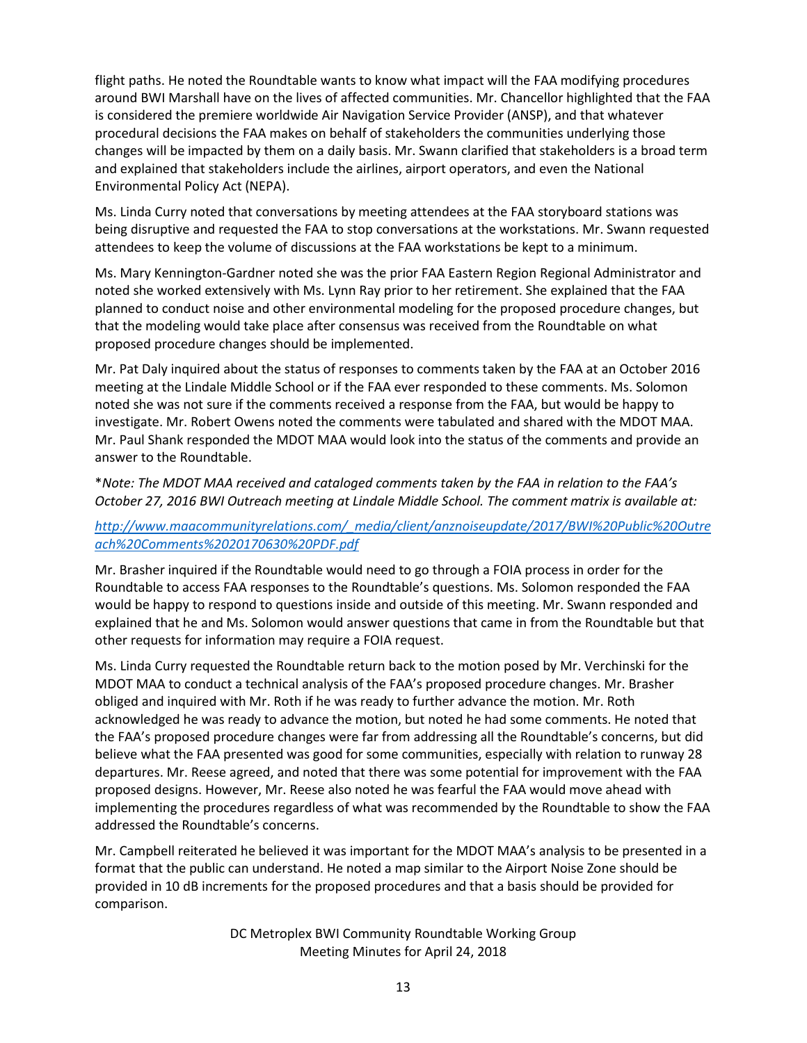flight paths. He noted the Roundtable wants to know what impact will the FAA modifying procedures around BWI Marshall have on the lives of affected communities. Mr. Chancellor highlighted that the FAA is considered the premiere worldwide Air Navigation Service Provider (ANSP), and that whatever procedural decisions the FAA makes on behalf of stakeholders the communities underlying those changes will be impacted by them on a daily basis. Mr. Swann clarified that stakeholders is a broad term and explained that stakeholders include the airlines, airport operators, and even the National Environmental Policy Act (NEPA).

Ms. Linda Curry noted that conversations by meeting attendees at the FAA storyboard stations was being disruptive and requested the FAA to stop conversations at the workstations. Mr. Swann requested attendees to keep the volume of discussions at the FAA workstations be kept to a minimum.

Ms. Mary Kennington-Gardner noted she was the prior FAA Eastern Region Regional Administrator and noted she worked extensively with Ms. Lynn Ray prior to her retirement. She explained that the FAA planned to conduct noise and other environmental modeling for the proposed procedure changes, but that the modeling would take place after consensus was received from the Roundtable on what proposed procedure changes should be implemented.

Mr. Pat Daly inquired about the status of responses to comments taken by the FAA at an October 2016 meeting at the Lindale Middle School or if the FAA ever responded to these comments. Ms. Solomon noted she was not sure if the comments received a response from the FAA, but would be happy to investigate. Mr. Robert Owens noted the comments were tabulated and shared with the MDOT MAA. Mr. Paul Shank responded the MDOT MAA would look into the status of the comments and provide an answer to the Roundtable.

*Note: The MDOT MAA received and cataloged comments taken by the FAA in relation to the FAA's October 27, 2016 BWI Outreach meeting at Lindale Middle School. The comment matrix is available at:*

[http://www.maacommunityrelations.com/_media/client/anznoiseupdate/2017/BWI%20Public%20Outreach%20Comments%2020170630%20PDF.pdf](http://www.maacommunityrelations.com/_media/client/anznoiseupdate/2017/BWI%20Public%20Outreach%20Comments%2020170630%20PDF.pdf)

Mr. Brasher inquired if the Roundtable would need to go through a FOIA process in order for the Roundtable to access FAA responses to the Roundtable's questions. Ms. Solomon responded the FAA would be happy to respond to questions inside and outside of this meeting. Mr. Swann responded and explained that he and Ms. Solomon would answer questions that came in from the Roundtable but that other requests for information may require a FOIA request.

Ms. Linda Curry requested the Roundtable return back to the motion posed by Mr. Verchinski for the MDOT MAA to conduct a technical analysis of the FAA's proposed procedure changes. Mr. Brasher obliged and inquired with Mr. Roth if he was ready to further advance the motion. Mr. Roth acknowledged he was ready to advance the motion, but noted he had some comments. He noted that the FAA's proposed procedure changes were far from addressing all the Roundtable's concerns, but did believe what the FAA presented was good for some communities, especially with relation to runway 28 departures. Mr. Reese agreed, and noted that there was some potential for improvement with the FAA proposed designs. However, Mr. Reese also noted he was fearful the FAA would move ahead with implementing the procedures regardless of what was recommended by the Roundtable to show the FAA addressed the Roundtable's concerns.

Mr. Campbell reiterated he believed it was important for the MDOT MAA's analysis to be presented in a format that the public can understand. He noted a map similar to the Airport Noise Zone should be provided in 10 dB increments for the proposed procedures and that a basis should be provided for comparison.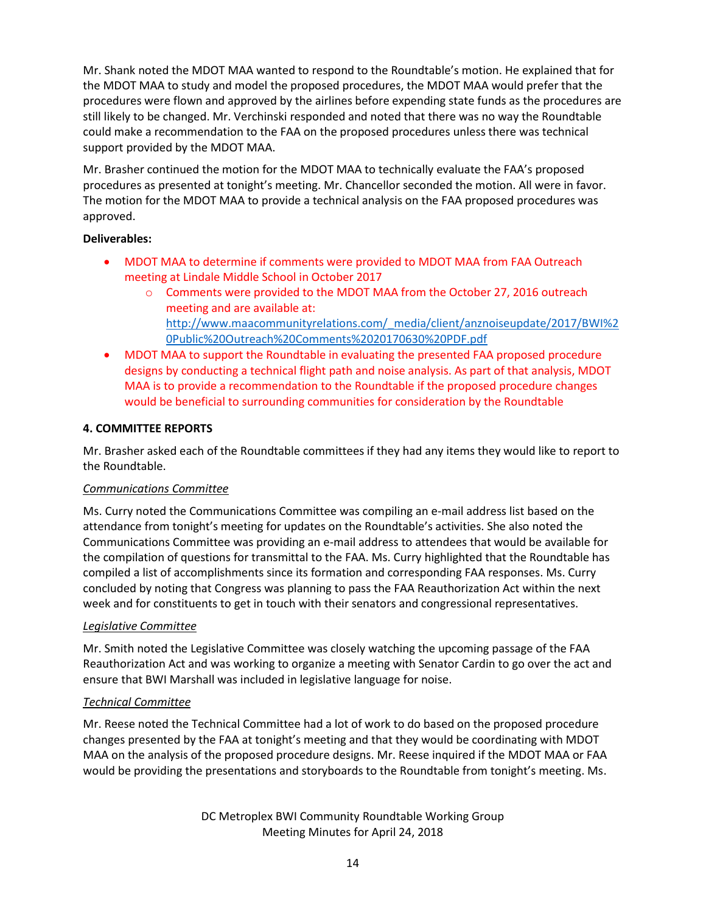Mr. Shank noted the MDOT MAA wanted to respond to the Roundtable's motion. He explained that for the MDOT MAA to study and model the proposed procedures, the MDOT MAA would prefer that the procedures were flown and approved by the airlines before expending state funds as the procedures are still likely to be changed. Mr. Verchinski responded and noted that there was no way the Roundtable could make a recommendation to the FAA on the proposed procedures unless there was technical support provided by the MDOT MAA.

Mr. Brasher continued the motion for the MDOT MAA to technically evaluate the FAA's proposed procedures as presented at tonight's meeting. Mr. Chancellor seconded the motion. All were in favor. The motion for the MDOT MAA to provide a technical analysis on the FAA proposed procedures was approved.

**Deliverables:**

- MDOT MAA to determine if comments were provided to MDOT MAA from FAA Outreach meeting at Lindale Middle School in October 2017
    - Comments were provided to the MDOT MAA from the October 27, 2016 outreach meeting and are available at: http://www.maacommunityrelations.com/_media/client/anznoiseupdate/2017/BWI%20Public%20Outreach%20Comments%2020170630%20PDF.pdf
- MDOT MAA to support the Roundtable in evaluating the presented FAA proposed procedure designs by conducting a technical flight path and noise analysis. As part of that analysis, MDOT MAA is to provide a recommendation to the Roundtable if the proposed procedure changes would be beneficial to surrounding communities for consideration by the Roundtable

## 4. COMMITTEE REPORTS

Mr. Brasher asked each of the Roundtable committees if they had any items they would like to report to the Roundtable.

### *Communications Committee*

Ms. Curry noted the Communications Committee was compiling an e-mail address list based on the attendance from tonight's meeting for updates on the Roundtable's activities. She also noted the Communications Committee was providing an e-mail address to attendees that would be available for the compilation of questions for transmittal to the FAA. Ms. Curry highlighted that the Roundtable has compiled a list of accomplishments since its formation and corresponding FAA responses. Ms. Curry concluded by noting that Congress was planning to pass the FAA Reauthorization Act within the next week and for constituents to get in touch with their senators and congressional representatives.

### *Legislative Committee*

Mr. Smith noted the Legislative Committee was closely watching the upcoming passage of the FAA Reauthorization Act and was working to organize a meeting with Senator Cardin to go over the act and ensure that BWI Marshall was included in legislative language for noise.

### *Technical Committee*

Mr. Reese noted the Technical Committee had a lot of work to do based on the proposed procedure changes presented by the FAA at tonight's meeting and that they would be coordinating with MDOT MAA on the analysis of the proposed procedure designs. Mr. Reese inquired if the MDOT MAA or FAA would be providing the presentations and storyboards to the Roundtable from tonight's meeting. Ms.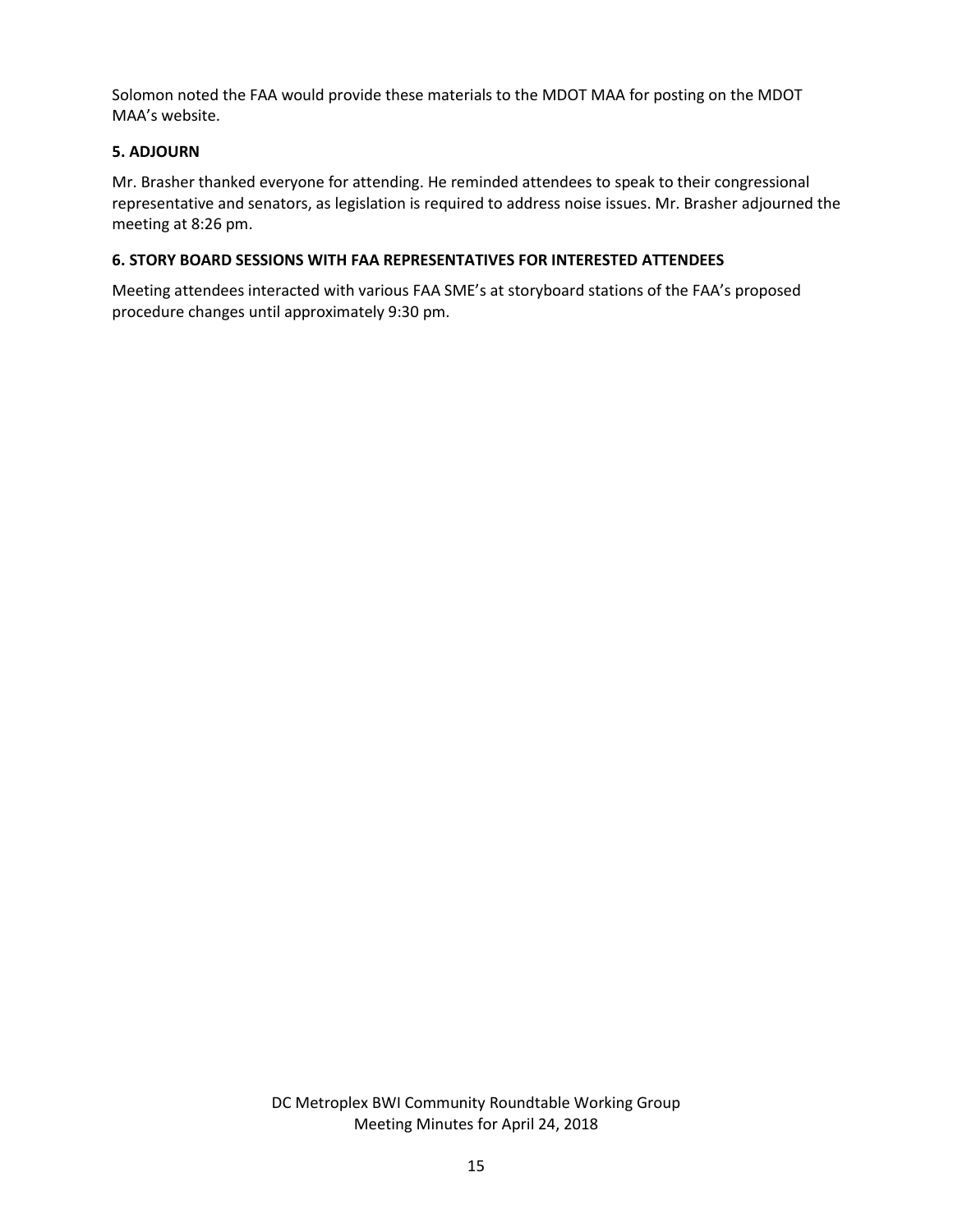Solomon noted the FAA would provide these materials to the MDOT MAA for posting on the MDOT MAA's website.

**5. ADJOURN**

Mr. Brasher thanked everyone for attending. He reminded attendees to speak to their congressional representative and senators, as legislation is required to address noise issues. Mr. Brasher adjourned the meeting at 8:26 pm.

**6. STORY BOARD SESSIONS WITH FAA REPRESENTATIVES FOR INTERESTED ATTENDEES**

Meeting attendees interacted with various FAA SME's at storyboard stations of the FAA's proposed procedure changes until approximately 9:30 pm.